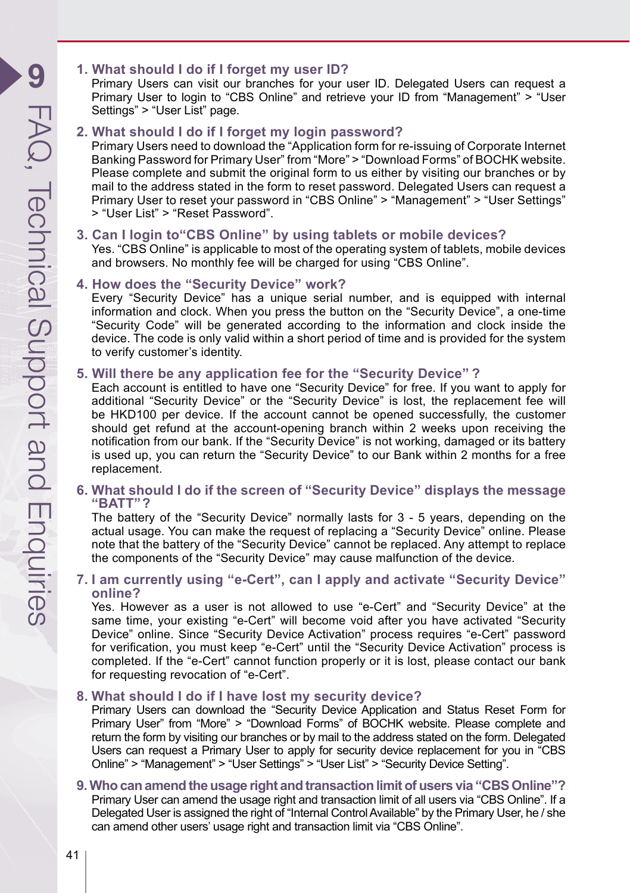# 9 FAQ, Technical Support and Enquiries

## 1. What should I do if I forget my user ID?

Primary Users can visit our branches for your user ID. Delegated Users can request a Primary User to login to "CBS Online" and retrieve your ID from "Management" > "User Settings" > "User List" page.

## 2. What should I do if I forget my login password?

Primary Users need to download the "Application form for re-issuing of Corporate Internet Banking Password for Primary User" from "More" > "Download Forms" of BOCHK website. Please complete and submit the original form to us either by visiting our branches or by mail to the address stated in the form to reset password. Delegated Users can request a Primary User to reset your password in "CBS Online" > "Management" > "User Settings" > "User List" > "Reset Password".

## 3. Can I login to"CBS Online" by using tablets or mobile devices?

Yes. "CBS Online" is applicable to most of the operating system of tablets, mobile devices and browsers. No monthly fee will be charged for using "CBS Online".

## 4. How does the "Security Device" work?

Every "Security Device" has a unique serial number, and is equipped with internal information and clock. When you press the button on the "Security Device", a one-time "Security Code" will be generated according to the information and clock inside the device. The code is only valid within a short period of time and is provided for the system to verify customer's identity.

## 5. Will there be any application fee for the "Security Device" ?

Each account is entitled to have one "Security Device" for free. If you want to apply for additional "Security Device" or the "Security Device" is lost, the replacement fee will be HKD100 per device. If the account cannot be opened successfully, the customer should get refund at the account-opening branch within 2 weeks upon receiving the notification from our bank. If the "Security Device" is not working, damaged or its battery is used up, you can return the "Security Device" to our Bank within 2 months for a free replacement.

## 6. What should I do if the screen of "Security Device" displays the message "BATT"?

The battery of the "Security Device" normally lasts for 3 - 5 years, depending on the actual usage. You can make the request of replacing a "Security Device" online. Please note that the battery of the "Security Device" cannot be replaced. Any attempt to replace the components of the "Security Device" may cause malfunction of the device.

## 7. I am currently using "e-Cert", can I apply and activate "Security Device" online?

Yes. However as a user is not allowed to use "e-Cert" and "Security Device" at the same time, your existing "e-Cert" will become void after you have activated "Security Device" online. Since "Security Device Activation" process requires "e-Cert" password for verification, you must keep "e-Cert" until the "Security Device Activation" process is completed. If the "e-Cert" cannot function properly or it is lost, please contact our bank for requesting revocation of "e-Cert".

## 8. What should I do if I have lost my security device?

Primary Users can download the "Security Device Application and Status Reset Form for Primary User" from "More" > "Download Forms" of BOCHK website. Please complete and return the form by visiting our branches or by mail to the address stated on the form. Delegated Users can request a Primary User to apply for security device replacement for you in "CBS Online" > "Management" > "User Settings" > "User List" > "Security Device Setting".

## 9. Who can amend the usage right and transaction limit of users via "CBS Online"?

Primary User can amend the usage right and transaction limit of all users via "CBS Online". If a Delegated User is assigned the right of "Internal Control Available" by the Primary User, he / she can amend other users' usage right and transaction limit via "CBS Online".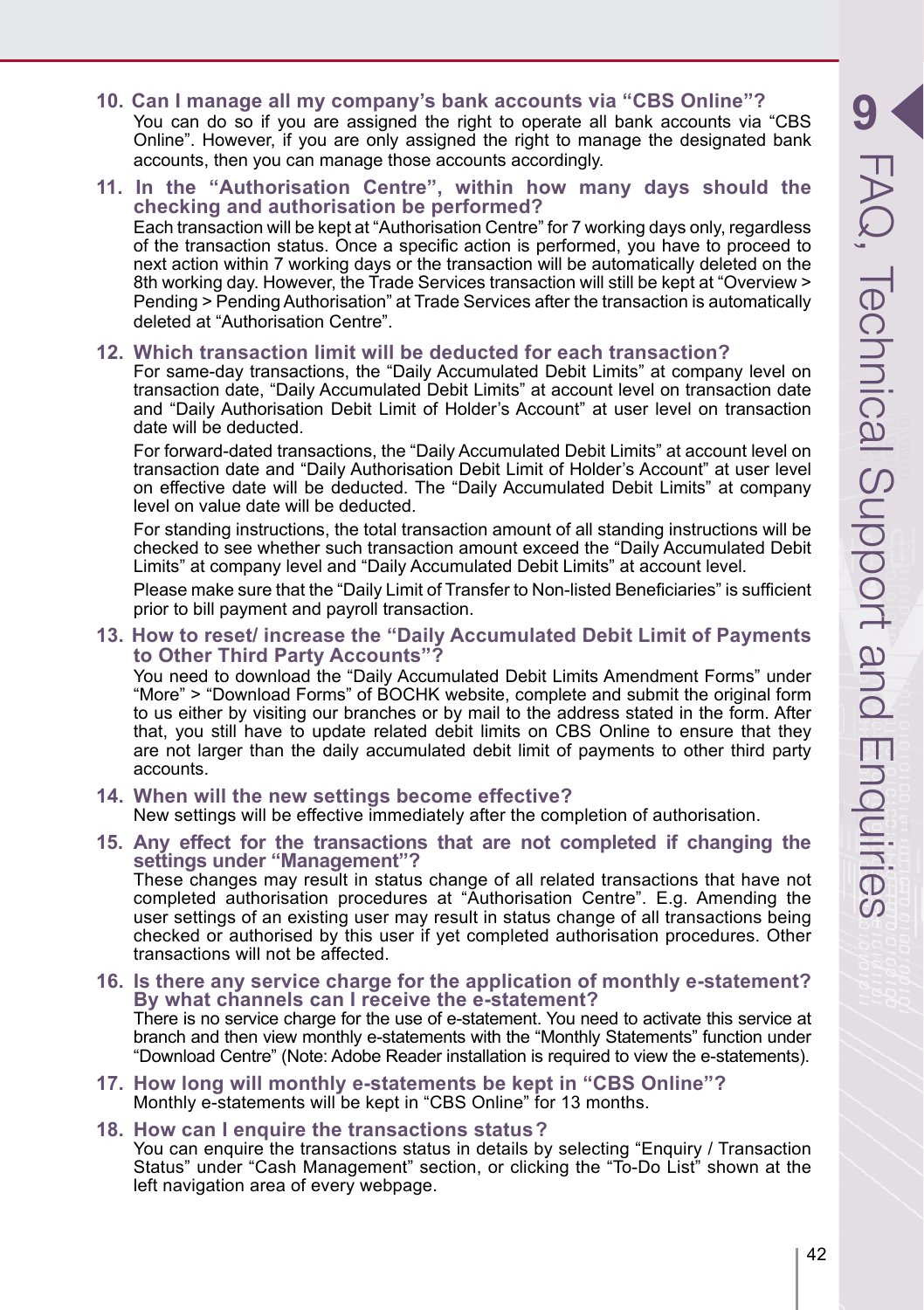**10. Can I manage all my company's bank accounts via "CBS Online"?**

You can do so if you are assigned the right to operate all bank accounts via "CBS Online". However, if you are only assigned the right to manage the designated bank accounts, then you can manage those accounts accordingly.

**11. In the "Authorisation Centre", within how many days should the checking and authorisation be performed?**

Each transaction will be kept at "Authorisation Centre" for 7 working days only, regardless of the transaction status. Once a specific action is performed, you have to proceed to next action within 7 working days or the transaction will be automatically deleted on the 8th working day. However, the Trade Services transaction will still be kept at "Overview > Pending > Pending Authorisation" at Trade Services after the transaction is automatically deleted at "Authorisation Centre".

**12. Which transaction limit will be deducted for each transaction?**

For same-day transactions, the "Daily Accumulated Debit Limits" at company level on transaction date, "Daily Accumulated Debit Limits" at account level on transaction date and "Daily Authorisation Debit Limit of Holder's Account" at user level on transaction date will be deducted.

For forward-dated transactions, the "Daily Accumulated Debit Limits" at account level on transaction date and "Daily Authorisation Debit Limit of Holder's Account" at user level on effective date will be deducted. The "Daily Accumulated Debit Limits" at company level on value date will be deducted.

For standing instructions, the total transaction amount of all standing instructions will be checked to see whether such transaction amount exceed the "Daily Accumulated Debit Limits" at company level and "Daily Accumulated Debit Limits" at account level.

Please make sure that the "Daily Limit of Transfer to Non-listed Beneficiaries" is sufficient prior to bill payment and payroll transaction.

**13. How to reset/ increase the "Daily Accumulated Debit Limit of Payments to Other Third Party Accounts"?**

You need to download the "Daily Accumulated Debit Limits Amendment Forms" under "More" > "Download Forms" of BOCHK website, complete and submit the original form to us either by visiting our branches or by mail to the address stated in the form. After that, you still have to update related debit limits on CBS Online to ensure that they are not larger than the daily accumulated debit limit of payments to other third party accounts.

**14. When will the new settings become effective?**

New settings will be effective immediately after the completion of authorisation.

**15. Any effect for the transactions that are not completed if changing the settings under "Management"?**

These changes may result in status change of all related transactions that have not completed authorisation procedures at "Authorisation Centre". E.g. Amending the user settings of an existing user may result in status change of all transactions being checked or authorised by this user if yet completed authorisation procedures. Other transactions will not be affected.

**16. Is there any service charge for the application of monthly e-statement? By what channels can I receive the e-statement?**

There is no service charge for the use of e-statement. You need to activate this service at branch and then view monthly e-statements with the "Monthly Statements" function under "Download Centre" (Note: Adobe Reader installation is required to view the e-statements).

**17. How long will monthly e-statements be kept in "CBS Online"?**

Monthly e-statements will be kept in "CBS Online" for 13 months.

**18. How can I enquire the transactions status?**

You can enquire the transactions status in details by selecting "Enquiry / Transaction Status" under "Cash Management" section, or clicking the "To-Do List" shown at the left navigation area of every webpage.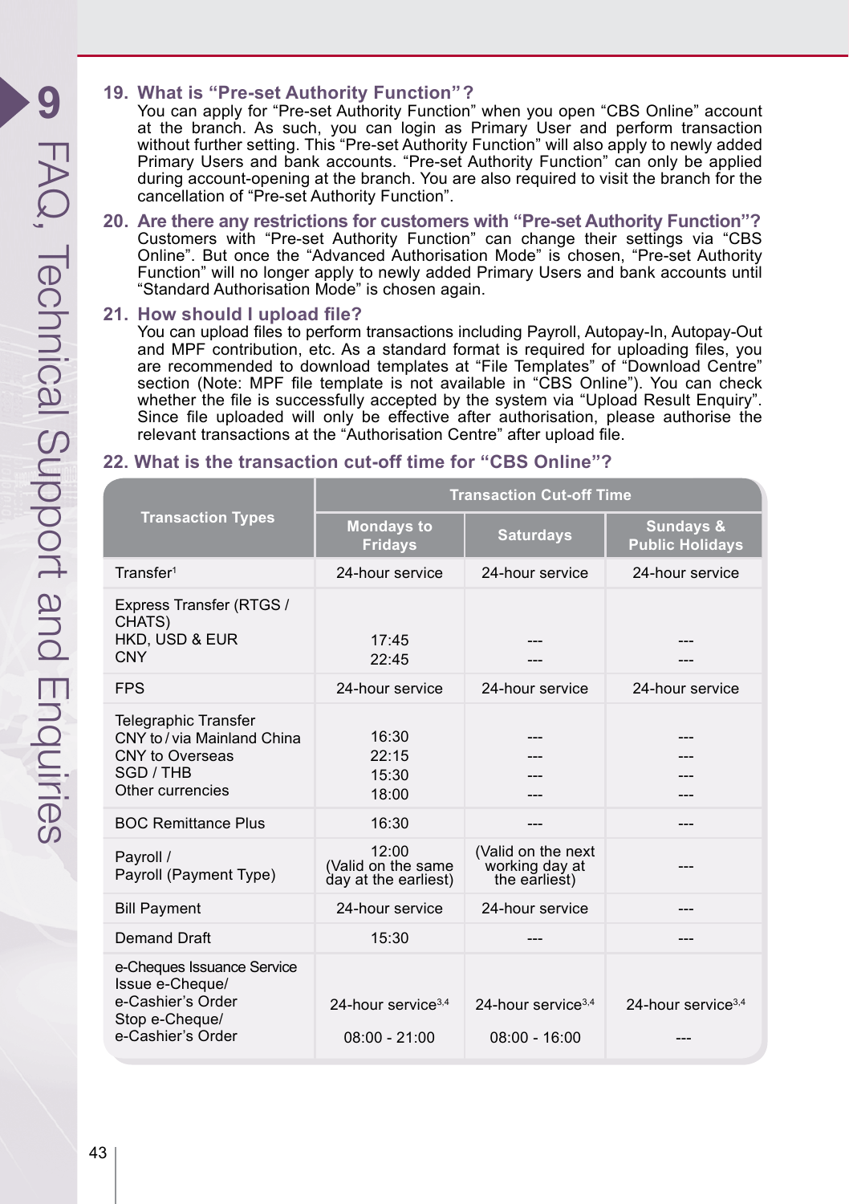## 19. What is "Pre-set Authority Function"?

You can apply for "Pre-set Authority Function" when you open "CBS Online" account at the branch. As such, you can login as Primary User and perform transaction without further setting. This "Pre-set Authority Function" will also apply to newly added Primary Users and bank accounts. "Pre-set Authority Function" can only be applied during account-opening at the branch. You are also required to visit the branch for the cancellation of "Pre-set Authority Function".

## 20. Are there any restrictions for customers with "Pre-set Authority Function"?

Customers with "Pre-set Authority Function" can change their settings via "CBS Online". But once the "Advanced Authorisation Mode" is chosen, "Pre-set Authority Function" will no longer apply to newly added Primary Users and bank accounts until "Standard Authorisation Mode" is chosen again.

## 21. How should I upload file?

You can upload files to perform transactions including Payroll, Autopay-In, Autopay-Out and MPF contribution, etc. As a standard format is required for uploading files, you are recommended to download templates at "File Templates" of "Download Centre" section (Note: MPF file template is not available in "CBS Online"). You can check whether the file is successfully accepted by the system via "Upload Result Enquiry". Since file uploaded will only be effective after authorisation, please authorise the relevant transactions at the "Authorisation Centre" after upload file.

## 22. What is the transaction cut-off time for "CBS Online"?

| Transaction Types | Transaction Cut-off Time | | |
|---|---|---|---|
| | Mondays to Fridays | Saturdays | Sundays & Public Holidays |
| Transfer[1] | 24-hour service | 24-hour service | 24-hour service |
| Express Transfer (RTGS / CHATS)<br>HKD, USD & EUR<br>CNY | <br>17:45<br>22:45 | <br>---<br>--- | <br>---<br>--- |
| FPS | 24-hour service | 24-hour service | 24-hour service |
| Telegraphic Transfer<br>CNY to / via Mainland China<br>CNY to Overseas<br>SGD / THB<br>Other currencies | <br>16:30<br>22:15<br>15:30<br>18:00 | <br>---<br>---<br>---<br>--- | <br>---<br>---<br>---<br>--- |
| BOC Remittance Plus | 16:30 | --- | --- |
| Payroll /<br>Payroll (Payment Type) | 12:00<br>(Valid on the same day at the earliest) | (Valid on the next working day at the earliest) | --- |
| Bill Payment | 24-hour service | 24-hour service | --- |
| Demand Draft | 15:30 | --- | --- |
| e-Cheques Issuance Service<br>Issue e-Cheque/<br>e-Cashier's Order<br>Stop e-Cheque/<br>e-Cashier's Order | <br>24-hour service[3,4]<br><br>08:00 - 21:00 | <br>24-hour service[3,4]<br><br>08:00 - 16:00 | <br>24-hour service[3,4]<br><br>--- |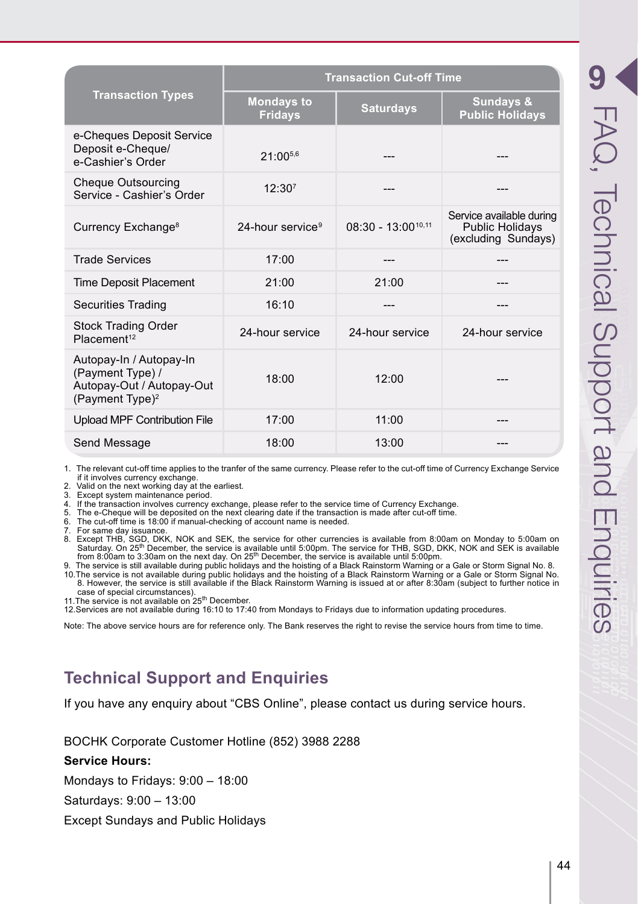| Transaction Types | Transaction Cut-off Time | | |
|---|---|---|---|
| | Mondays to Fridays | Saturdays | Sundays & Public Holidays |
| e-Cheques Deposit Service Deposit e-Cheque/ e-Cashier's Order | 21:00[5,6] | --- | --- |
| Cheque Outsourcing Service - Cashier's Order | 12:30[7] | --- | --- |
| Currency Exchange[8] | 24-hour service[9] | 08:30 - 13:00[10,11] | Service available during Public Holidays (excluding Sundays) |
| Trade Services | 17:00 | --- | --- |
| Time Deposit Placement | 21:00 | 21:00 | --- |
| Securities Trading | 16:10 | --- | --- |
| Stock Trading Order Placement[12] | 24-hour service | 24-hour service | 24-hour service |
| Autopay-In / Autopay-In (Payment Type) / Autopay-Out / Autopay-Out (Payment Type)[2] | 18:00 | 12:00 | --- |
| Upload MPF Contribution File | 17:00 | 11:00 | --- |
| Send Message | 18:00 | 13:00 | --- |

1. The relevant cut-off time applies to the tranfer of the same currency. Please refer to the cut-off time of Currency Exchange Service if it involves currency exchange.
2. Valid on the next working day at the earliest.
3. Except system maintenance period.
4. If the transaction involves currency exchange, please refer to the service time of Currency Exchange.
5. The e-Cheque will be deposited on the next clearing date if the transaction is made after cut-off time.
6. The cut-off time is 18:00 if manual-checking of account name is needed.
7. For same day issuance.
8. Except THB, SGD, DKK, NOK and SEK, the service for other currencies is available from 8:00am on Monday to 5:00am on Saturday. On 25th December, the service is available until 5:00pm. The service for THB, SGD, DKK, NOK and SEK is available from 8:00am to 3:30am on the next day. On 25th December, the service is available until 5:00pm.
9. The service is still available during public holidays and the hoisting of a Black Rainstorm Warning or a Gale or Storm Signal No. 8.
10. The service is not available during public holidays and the hoisting of a Black Rainstorm Warning or a Gale or Storm Signal No. 8. However, the service is still available if the Black Rainstorm Warning is issued at or after 8:30am (subject to further notice in case of special circumstances).
11. The service is not available on 25th December.
12. Services are not available during 16:10 to 17:40 from Mondays to Fridays due to information updating procedures.

Note: The above service hours are for reference only. The Bank reserves the right to revise the service hours from time to time.

## Technical Support and Enquiries

If you have any enquiry about "CBS Online", please contact us during service hours.

BOCHK Corporate Customer Hotline (852) 3988 2288

**Service Hours:**

Mondays to Fridays: 9:00 – 18:00

Saturdays: 9:00 – 13:00

Except Sundays and Public Holidays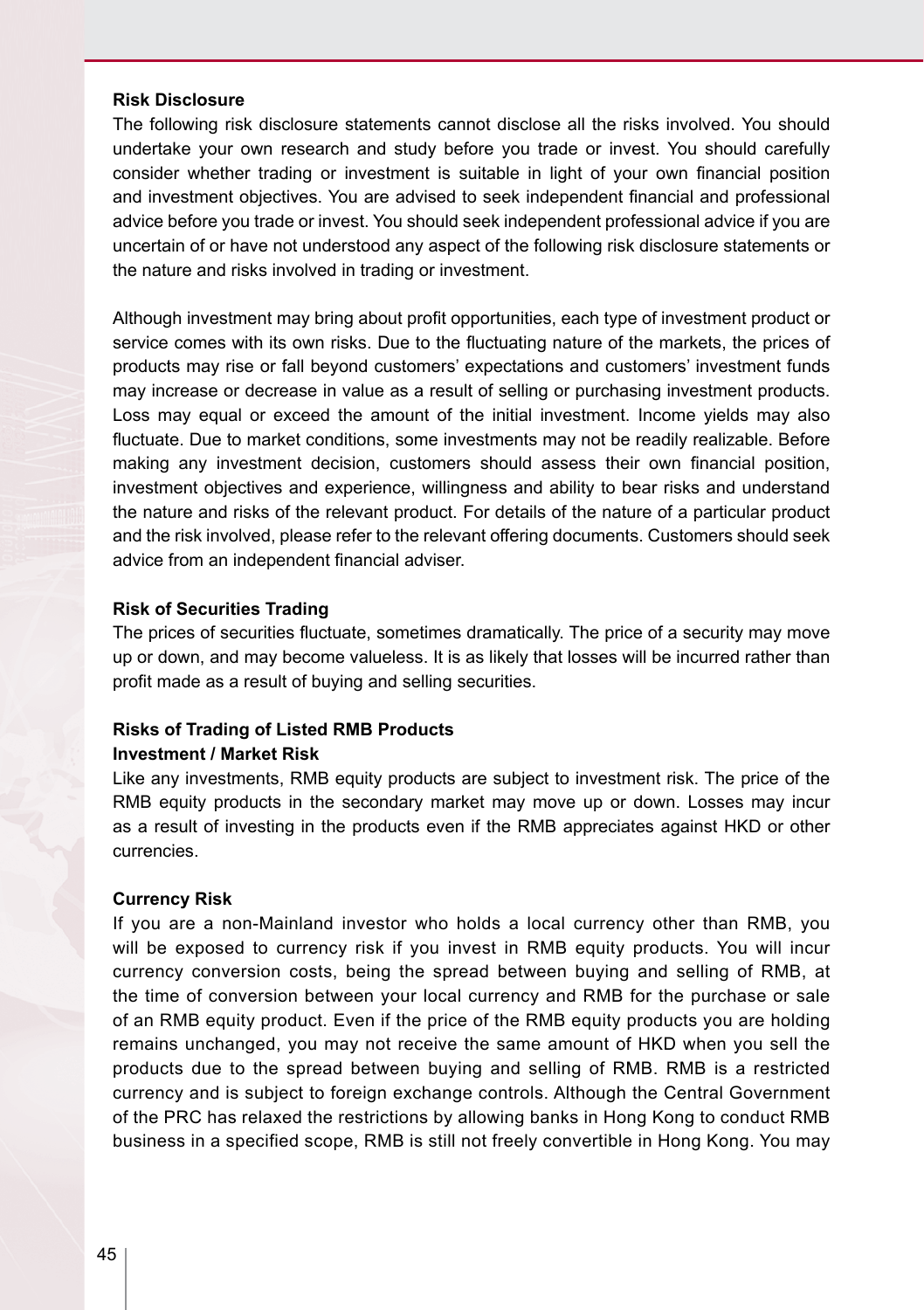## Risk Disclosure

The following risk disclosure statements cannot disclose all the risks involved. You should undertake your own research and study before you trade or invest. You should carefully consider whether trading or investment is suitable in light of your own financial position and investment objectives. You are advised to seek independent financial and professional advice before you trade or invest. You should seek independent professional advice if you are uncertain of or have not understood any aspect of the following risk disclosure statements or the nature and risks involved in trading or investment.

Although investment may bring about profit opportunities, each type of investment product or service comes with its own risks. Due to the fluctuating nature of the markets, the prices of products may rise or fall beyond customers' expectations and customers' investment funds may increase or decrease in value as a result of selling or purchasing investment products. Loss may equal or exceed the amount of the initial investment. Income yields may also fluctuate. Due to market conditions, some investments may not be readily realizable. Before making any investment decision, customers should assess their own financial position, investment objectives and experience, willingness and ability to bear risks and understand the nature and risks of the relevant product. For details of the nature of a particular product and the risk involved, please refer to the relevant offering documents. Customers should seek advice from an independent financial adviser.

## Risk of Securities Trading

The prices of securities fluctuate, sometimes dramatically. The price of a security may move up or down, and may become valueless. It is as likely that losses will be incurred rather than profit made as a result of buying and selling securities.

## Risks of Trading of Listed RMB Products

### Investment / Market Risk

Like any investments, RMB equity products are subject to investment risk. The price of the RMB equity products in the secondary market may move up or down. Losses may incur as a result of investing in the products even if the RMB appreciates against HKD or other currencies.

### Currency Risk

If you are a non-Mainland investor who holds a local currency other than RMB, you will be exposed to currency risk if you invest in RMB equity products. You will incur currency conversion costs, being the spread between buying and selling of RMB, at the time of conversion between your local currency and RMB for the purchase or sale of an RMB equity product. Even if the price of the RMB equity products you are holding remains unchanged, you may not receive the same amount of HKD when you sell the products due to the spread between buying and selling of RMB. RMB is a restricted currency and is subject to foreign exchange controls. Although the Central Government of the PRC has relaxed the restrictions by allowing banks in Hong Kong to conduct RMB business in a specified scope, RMB is still not freely convertible in Hong Kong. You may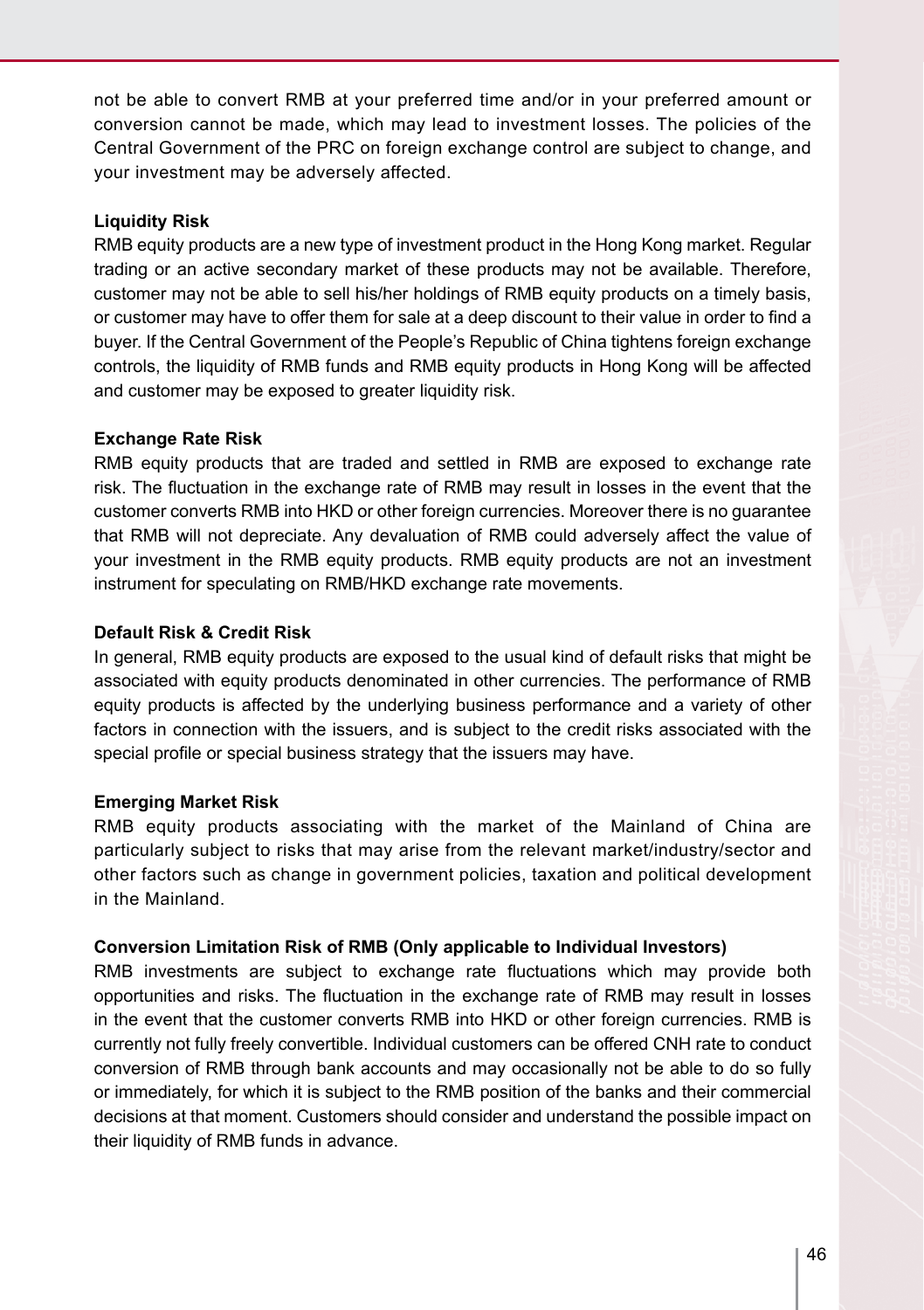not be able to convert RMB at your preferred time and/or in your preferred amount or conversion cannot be made, which may lead to investment losses. The policies of the Central Government of the PRC on foreign exchange control are subject to change, and your investment may be adversely affected.

**Liquidity Risk**

RMB equity products are a new type of investment product in the Hong Kong market. Regular trading or an active secondary market of these products may not be available. Therefore, customer may not be able to sell his/her holdings of RMB equity products on a timely basis, or customer may have to offer them for sale at a deep discount to their value in order to find a buyer. If the Central Government of the People's Republic of China tightens foreign exchange controls, the liquidity of RMB funds and RMB equity products in Hong Kong will be affected and customer may be exposed to greater liquidity risk.

**Exchange Rate Risk**

RMB equity products that are traded and settled in RMB are exposed to exchange rate risk. The fluctuation in the exchange rate of RMB may result in losses in the event that the customer converts RMB into HKD or other foreign currencies. Moreover there is no guarantee that RMB will not depreciate. Any devaluation of RMB could adversely affect the value of your investment in the RMB equity products. RMB equity products are not an investment instrument for speculating on RMB/HKD exchange rate movements.

**Default Risk & Credit Risk**

In general, RMB equity products are exposed to the usual kind of default risks that might be associated with equity products denominated in other currencies. The performance of RMB equity products is affected by the underlying business performance and a variety of other factors in connection with the issuers, and is subject to the credit risks associated with the special profile or special business strategy that the issuers may have.

**Emerging Market Risk**

RMB equity products associating with the market of the Mainland of China are particularly subject to risks that may arise from the relevant market/industry/sector and other factors such as change in government policies, taxation and political development in the Mainland.

**Conversion Limitation Risk of RMB (Only applicable to Individual Investors)**

RMB investments are subject to exchange rate fluctuations which may provide both opportunities and risks. The fluctuation in the exchange rate of RMB may result in losses in the event that the customer converts RMB into HKD or other foreign currencies. RMB is currently not fully freely convertible. Individual customers can be offered CNH rate to conduct conversion of RMB through bank accounts and may occasionally not be able to do so fully or immediately, for which it is subject to the RMB position of the banks and their commercial decisions at that moment. Customers should consider and understand the possible impact on their liquidity of RMB funds in advance.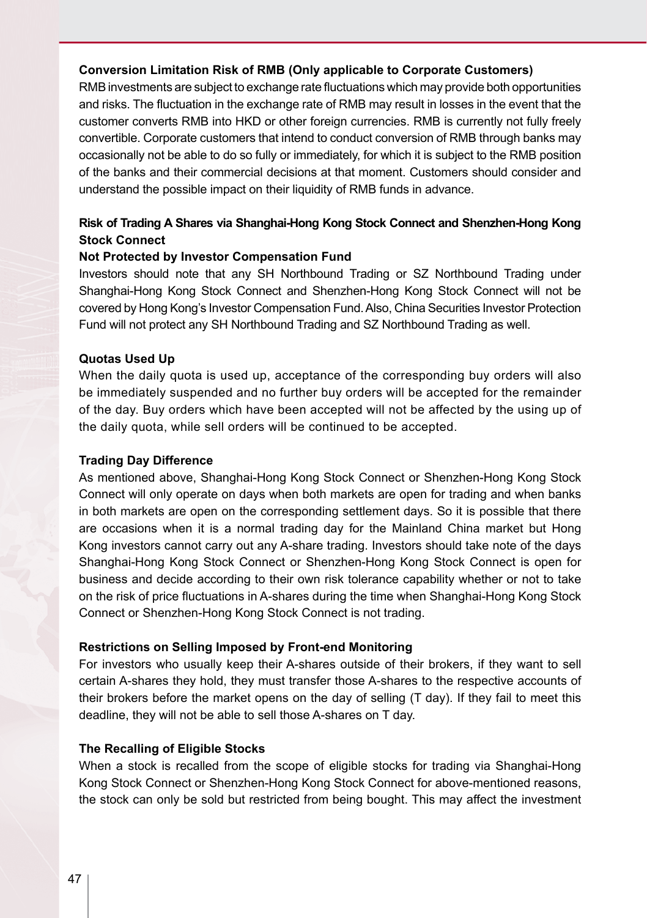**Conversion Limitation Risk of RMB (Only applicable to Corporate Customers)**

RMB investments are subject to exchange rate fluctuations which may provide both opportunities and risks. The fluctuation in the exchange rate of RMB may result in losses in the event that the customer converts RMB into HKD or other foreign currencies. RMB is currently not fully freely convertible. Corporate customers that intend to conduct conversion of RMB through banks may occasionally not be able to do so fully or immediately, for which it is subject to the RMB position of the banks and their commercial decisions at that moment. Customers should consider and understand the possible impact on their liquidity of RMB funds in advance.

**Risk of Trading A Shares via Shanghai-Hong Kong Stock Connect and Shenzhen-Hong Kong Stock Connect**

**Not Protected by Investor Compensation Fund**

Investors should note that any SH Northbound Trading or SZ Northbound Trading under Shanghai-Hong Kong Stock Connect and Shenzhen-Hong Kong Stock Connect will not be covered by Hong Kong's Investor Compensation Fund. Also, China Securities Investor Protection Fund will not protect any SH Northbound Trading and SZ Northbound Trading as well.

**Quotas Used Up**

When the daily quota is used up, acceptance of the corresponding buy orders will also be immediately suspended and no further buy orders will be accepted for the remainder of the day. Buy orders which have been accepted will not be affected by the using up of the daily quota, while sell orders will be continued to be accepted.

**Trading Day Difference**

As mentioned above, Shanghai-Hong Kong Stock Connect or Shenzhen-Hong Kong Stock Connect will only operate on days when both markets are open for trading and when banks in both markets are open on the corresponding settlement days. So it is possible that there are occasions when it is a normal trading day for the Mainland China market but Hong Kong investors cannot carry out any A-share trading. Investors should take note of the days Shanghai-Hong Kong Stock Connect or Shenzhen-Hong Kong Stock Connect is open for business and decide according to their own risk tolerance capability whether or not to take on the risk of price fluctuations in A-shares during the time when Shanghai-Hong Kong Stock Connect or Shenzhen-Hong Kong Stock Connect is not trading.

**Restrictions on Selling Imposed by Front-end Monitoring**

For investors who usually keep their A-shares outside of their brokers, if they want to sell certain A-shares they hold, they must transfer those A-shares to the respective accounts of their brokers before the market opens on the day of selling (T day). If they fail to meet this deadline, they will not be able to sell those A-shares on T day.

**The Recalling of Eligible Stocks**

When a stock is recalled from the scope of eligible stocks for trading via Shanghai-Hong Kong Stock Connect or Shenzhen-Hong Kong Stock Connect for above-mentioned reasons, the stock can only be sold but restricted from being bought. This may affect the investment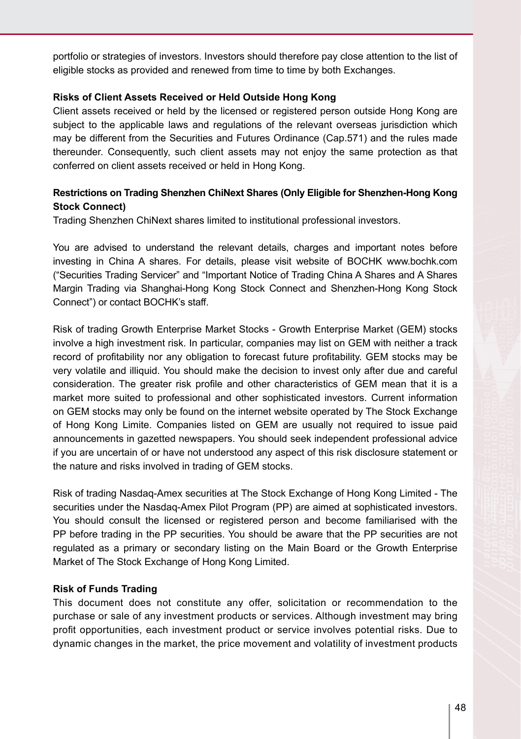portfolio or strategies of investors. Investors should therefore pay close attention to the list of eligible stocks as provided and renewed from time to time by both Exchanges.

**Risks of Client Assets Received or Held Outside Hong Kong**

Client assets received or held by the licensed or registered person outside Hong Kong are subject to the applicable laws and regulations of the relevant overseas jurisdiction which may be different from the Securities and Futures Ordinance (Cap.571) and the rules made thereunder. Consequently, such client assets may not enjoy the same protection as that conferred on client assets received or held in Hong Kong.

**Restrictions on Trading Shenzhen ChiNext Shares (Only Eligible for Shenzhen-Hong Kong Stock Connect)**

Trading Shenzhen ChiNext shares limited to institutional professional investors.

You are advised to understand the relevant details, charges and important notes before investing in China A shares. For details, please visit website of BOCHK www.bochk.com ("Securities Trading Servicer" and "Important Notice of Trading China A Shares and A Shares Margin Trading via Shanghai-Hong Kong Stock Connect and Shenzhen-Hong Kong Stock Connect") or contact BOCHK's staff.

Risk of trading Growth Enterprise Market Stocks - Growth Enterprise Market (GEM) stocks involve a high investment risk. In particular, companies may list on GEM with neither a track record of profitability nor any obligation to forecast future profitability. GEM stocks may be very volatile and illiquid. You should make the decision to invest only after due and careful consideration. The greater risk profile and other characteristics of GEM mean that it is a market more suited to professional and other sophisticated investors. Current information on GEM stocks may only be found on the internet website operated by The Stock Exchange of Hong Kong Limite. Companies listed on GEM are usually not required to issue paid announcements in gazetted newspapers. You should seek independent professional advice if you are uncertain of or have not understood any aspect of this risk disclosure statement or the nature and risks involved in trading of GEM stocks.

Risk of trading Nasdaq-Amex securities at The Stock Exchange of Hong Kong Limited - The securities under the Nasdaq-Amex Pilot Program (PP) are aimed at sophisticated investors. You should consult the licensed or registered person and become familiarised with the PP before trading in the PP securities. You should be aware that the PP securities are not regulated as a primary or secondary listing on the Main Board or the Growth Enterprise Market of The Stock Exchange of Hong Kong Limited.

**Risk of Funds Trading**

This document does not constitute any offer, solicitation or recommendation to the purchase or sale of any investment products or services. Although investment may bring profit opportunities, each investment product or service involves potential risks. Due to dynamic changes in the market, the price movement and volatility of investment products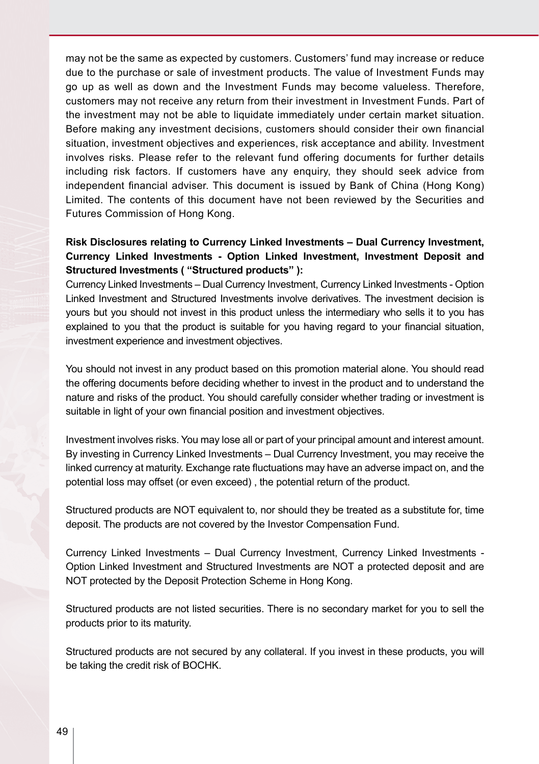may not be the same as expected by customers. Customers' fund may increase or reduce due to the purchase or sale of investment products. The value of Investment Funds may go up as well as down and the Investment Funds may become valueless. Therefore, customers may not receive any return from their investment in Investment Funds. Part of the investment may not be able to liquidate immediately under certain market situation. Before making any investment decisions, customers should consider their own financial situation, investment objectives and experiences, risk acceptance and ability. Investment involves risks. Please refer to the relevant fund offering documents for further details including risk factors. If customers have any enquiry, they should seek advice from independent financial adviser. This document is issued by Bank of China (Hong Kong) Limited. The contents of this document have not been reviewed by the Securities and Futures Commission of Hong Kong.

**Risk Disclosures relating to Currency Linked Investments – Dual Currency Investment, Currency Linked Investments - Option Linked Investment, Investment Deposit and Structured Investments ( "Structured products" ):**

Currency Linked Investments – Dual Currency Investment, Currency Linked Investments - Option Linked Investment and Structured Investments involve derivatives. The investment decision is yours but you should not invest in this product unless the intermediary who sells it to you has explained to you that the product is suitable for you having regard to your financial situation, investment experience and investment objectives.

You should not invest in any product based on this promotion material alone. You should read the offering documents before deciding whether to invest in the product and to understand the nature and risks of the product. You should carefully consider whether trading or investment is suitable in light of your own financial position and investment objectives.

Investment involves risks. You may lose all or part of your principal amount and interest amount. By investing in Currency Linked Investments – Dual Currency Investment, you may receive the linked currency at maturity. Exchange rate fluctuations may have an adverse impact on, and the potential loss may offset (or even exceed) , the potential return of the product.

Structured products are NOT equivalent to, nor should they be treated as a substitute for, time deposit. The products are not covered by the Investor Compensation Fund.

Currency Linked Investments – Dual Currency Investment, Currency Linked Investments - Option Linked Investment and Structured Investments are NOT a protected deposit and are NOT protected by the Deposit Protection Scheme in Hong Kong.

Structured products are not listed securities. There is no secondary market for you to sell the products prior to its maturity.

Structured products are not secured by any collateral. If you invest in these products, you will be taking the credit risk of BOCHK.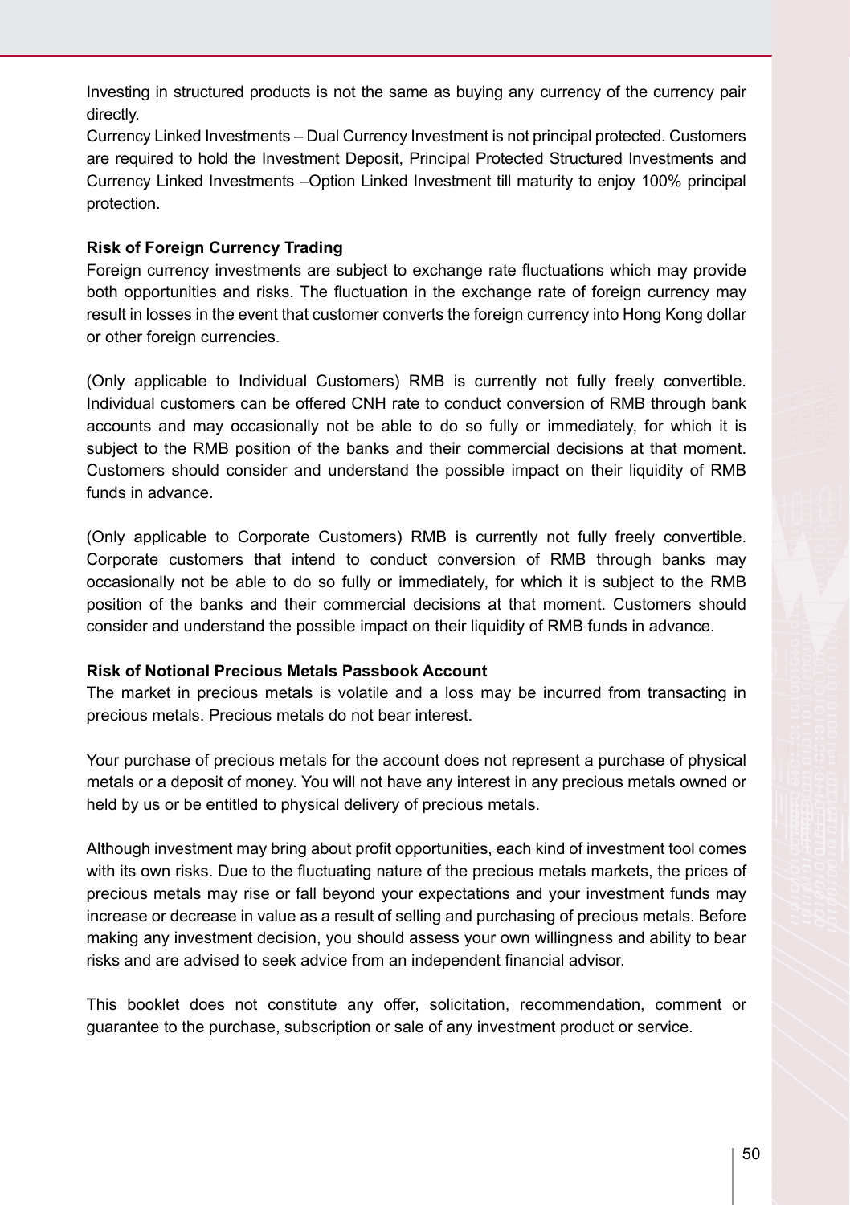Investing in structured products is not the same as buying any currency of the currency pair directly.

Currency Linked Investments – Dual Currency Investment is not principal protected. Customers are required to hold the Investment Deposit, Principal Protected Structured Investments and Currency Linked Investments –Option Linked Investment till maturity to enjoy 100% principal protection.

**Risk of Foreign Currency Trading**

Foreign currency investments are subject to exchange rate fluctuations which may provide both opportunities and risks. The fluctuation in the exchange rate of foreign currency may result in losses in the event that customer converts the foreign currency into Hong Kong dollar or other foreign currencies.

(Only applicable to Individual Customers) RMB is currently not fully freely convertible. Individual customers can be offered CNH rate to conduct conversion of RMB through bank accounts and may occasionally not be able to do so fully or immediately, for which it is subject to the RMB position of the banks and their commercial decisions at that moment. Customers should consider and understand the possible impact on their liquidity of RMB funds in advance.

(Only applicable to Corporate Customers) RMB is currently not fully freely convertible. Corporate customers that intend to conduct conversion of RMB through banks may occasionally not be able to do so fully or immediately, for which it is subject to the RMB position of the banks and their commercial decisions at that moment. Customers should consider and understand the possible impact on their liquidity of RMB funds in advance.

**Risk of Notional Precious Metals Passbook Account**

The market in precious metals is volatile and a loss may be incurred from transacting in precious metals. Precious metals do not bear interest.

Your purchase of precious metals for the account does not represent a purchase of physical metals or a deposit of money. You will not have any interest in any precious metals owned or held by us or be entitled to physical delivery of precious metals.

Although investment may bring about profit opportunities, each kind of investment tool comes with its own risks. Due to the fluctuating nature of the precious metals markets, the prices of precious metals may rise or fall beyond your expectations and your investment funds may increase or decrease in value as a result of selling and purchasing of precious metals. Before making any investment decision, you should assess your own willingness and ability to bear risks and are advised to seek advice from an independent financial advisor.

This booklet does not constitute any offer, solicitation, recommendation, comment or guarantee to the purchase, subscription or sale of any investment product or service.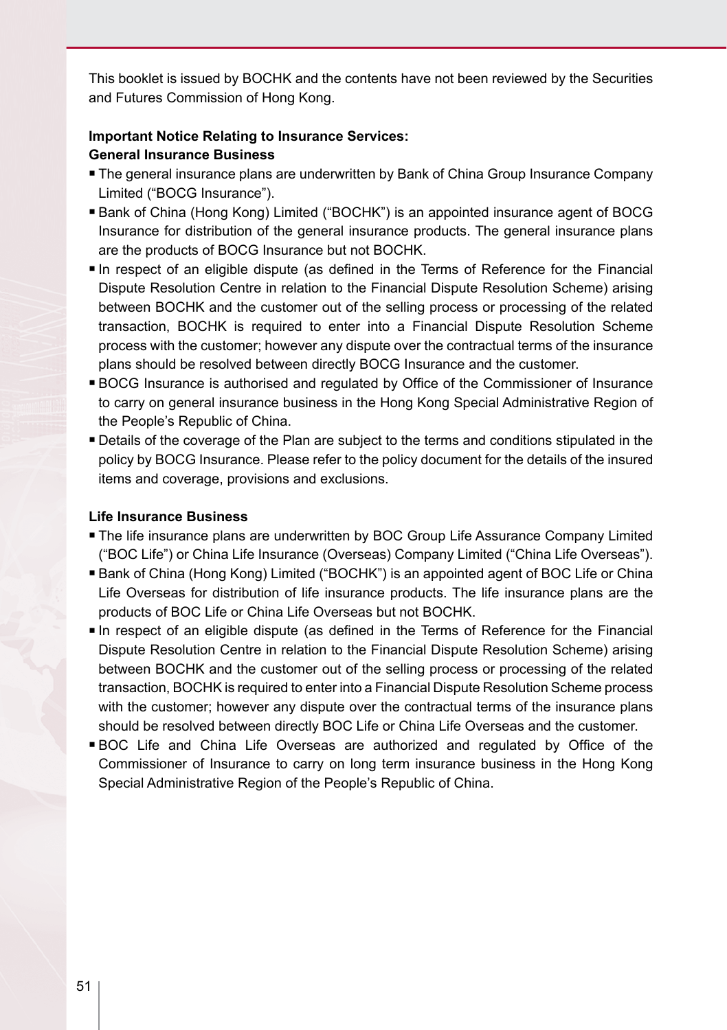This booklet is issued by BOCHK and the contents have not been reviewed by the Securities and Futures Commission of Hong Kong.

**Important Notice Relating to Insurance Services:**
**General Insurance Business**

- The general insurance plans are underwritten by Bank of China Group Insurance Company Limited ("BOCG Insurance").
- Bank of China (Hong Kong) Limited ("BOCHK") is an appointed insurance agent of BOCG Insurance for distribution of the general insurance products. The general insurance plans are the products of BOCG Insurance but not BOCHK.
- In respect of an eligible dispute (as defined in the Terms of Reference for the Financial Dispute Resolution Centre in relation to the Financial Dispute Resolution Scheme) arising between BOCHK and the customer out of the selling process or processing of the related transaction, BOCHK is required to enter into a Financial Dispute Resolution Scheme process with the customer; however any dispute over the contractual terms of the insurance plans should be resolved between directly BOCG Insurance and the customer.
- BOCG Insurance is authorised and regulated by Office of the Commissioner of Insurance to carry on general insurance business in the Hong Kong Special Administrative Region of the People's Republic of China.
- Details of the coverage of the Plan are subject to the terms and conditions stipulated in the policy by BOCG Insurance. Please refer to the policy document for the details of the insured items and coverage, provisions and exclusions.

**Life Insurance Business**

- The life insurance plans are underwritten by BOC Group Life Assurance Company Limited ("BOC Life") or China Life Insurance (Overseas) Company Limited ("China Life Overseas").
- Bank of China (Hong Kong) Limited ("BOCHK") is an appointed agent of BOC Life or China Life Overseas for distribution of life insurance products. The life insurance plans are the products of BOC Life or China Life Overseas but not BOCHK.
- In respect of an eligible dispute (as defined in the Terms of Reference for the Financial Dispute Resolution Centre in relation to the Financial Dispute Resolution Scheme) arising between BOCHK and the customer out of the selling process or processing of the related transaction, BOCHK is required to enter into a Financial Dispute Resolution Scheme process with the customer; however any dispute over the contractual terms of the insurance plans should be resolved between directly BOC Life or China Life Overseas and the customer.
- BOC Life and China Life Overseas are authorized and regulated by Office of the Commissioner of Insurance to carry on long term insurance business in the Hong Kong Special Administrative Region of the People's Republic of China.